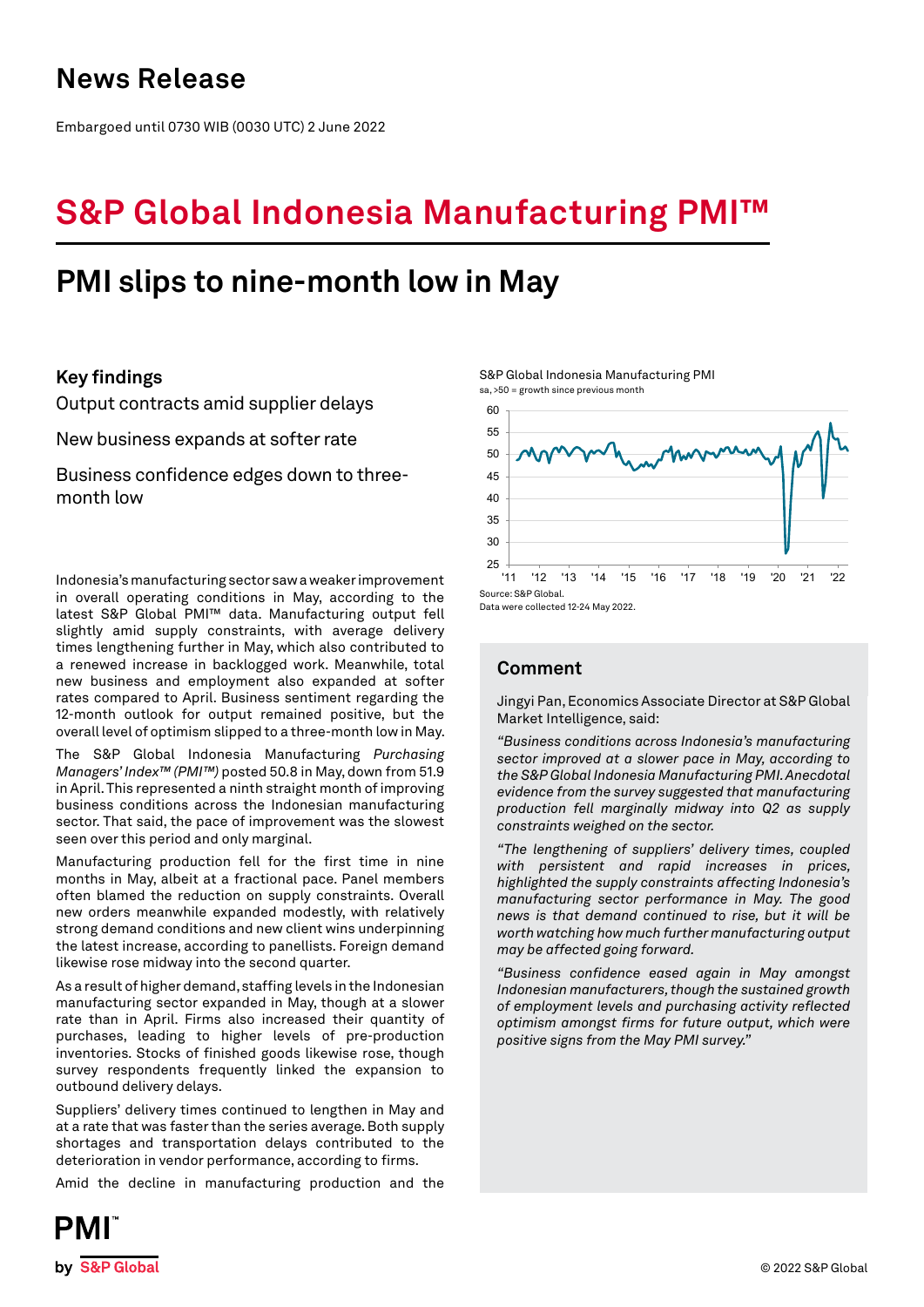# News Release

Embargoed until 0730 WIB (0030 UTC) 2 June 2022

# S&P Global Indonesia Manufacturing PMI™

## PMI slips to nine-month low in May

### Key findings

Output contracts amid supplier delays

New business expands at softer rate

Business confidence edges down to three-month low

Indonesia's manufacturing sector saw a weaker improvement in overall operating conditions in May, according to the latest S&P Global PMI™ data. Manufacturing output fell slightly amid supply constraints, with average delivery times lengthening further in May, which also contributed to a renewed increase in backlogged work. Meanwhile, total new business and employment also expanded at softer rates compared to April. Business sentiment regarding the 12-month outlook for output remained positive, but the overall level of optimism slipped to a three-month low in May.

The S&P Global Indonesia Manufacturing *Purchasing Managers' Index™ (PMI™)* posted 50.8 in May, down from 51.9 in April. This represented a ninth straight month of improving business conditions across the Indonesian manufacturing sector. That said, the pace of improvement was the slowest seen over this period and only marginal.

Manufacturing production fell for the first time in nine months in May, albeit at a fractional pace. Panel members often blamed the reduction on supply constraints. Overall new orders meanwhile expanded modestly, with relatively strong demand conditions and new client wins underpinning the latest increase, according to panellists. Foreign demand likewise rose midway into the second quarter.

As a result of higher demand, staffing levels in the Indonesian manufacturing sector expanded in May, though at a slower rate than in April. Firms also increased their quantity of purchases, leading to higher levels of pre-production inventories. Stocks of finished goods likewise rose, though survey respondents frequently linked the expansion to outbound delivery delays.

Suppliers' delivery times continued to lengthen in May and at a rate that was faster than the series average. Both supply shortages and transportation delays contributed to the deterioration in vendor performance, according to firms.

Amid the decline in manufacturing production and the

S&P Global Indonesia Manufacturing PMI
sa, >50 = growth since previous month

60
55
50
45
40
35
30
25
'11 '12 '13 '14 '15 '16 '17 '18 '19 '20 '21 '22

Source: S&P Global.
Data were collected 12-24 May 2022.

### Comment

Jingyi Pan, Economics Associate Director at S&P Global Market Intelligence, said:

*"Business conditions across Indonesia's manufacturing sector improved at a slower pace in May, according to the S&P Global Indonesia Manufacturing PMI. Anecdotal evidence from the survey suggested that manufacturing production fell marginally midway into Q2 as supply constraints weighed on the sector.*

*"The lengthening of suppliers' delivery times, coupled with persistent and rapid increases in prices, highlighted the supply constraints affecting Indonesia's manufacturing sector performance in May. The good news is that demand continued to rise, but it will be worth watching how much further manufacturing output may be affected going forward.*

*"Business confidence eased again in May amongst Indonesian manufacturers, though the sustained growth of employment levels and purchasing activity reflected optimism amongst firms for future output, which were positive signs from the May PMI survey."*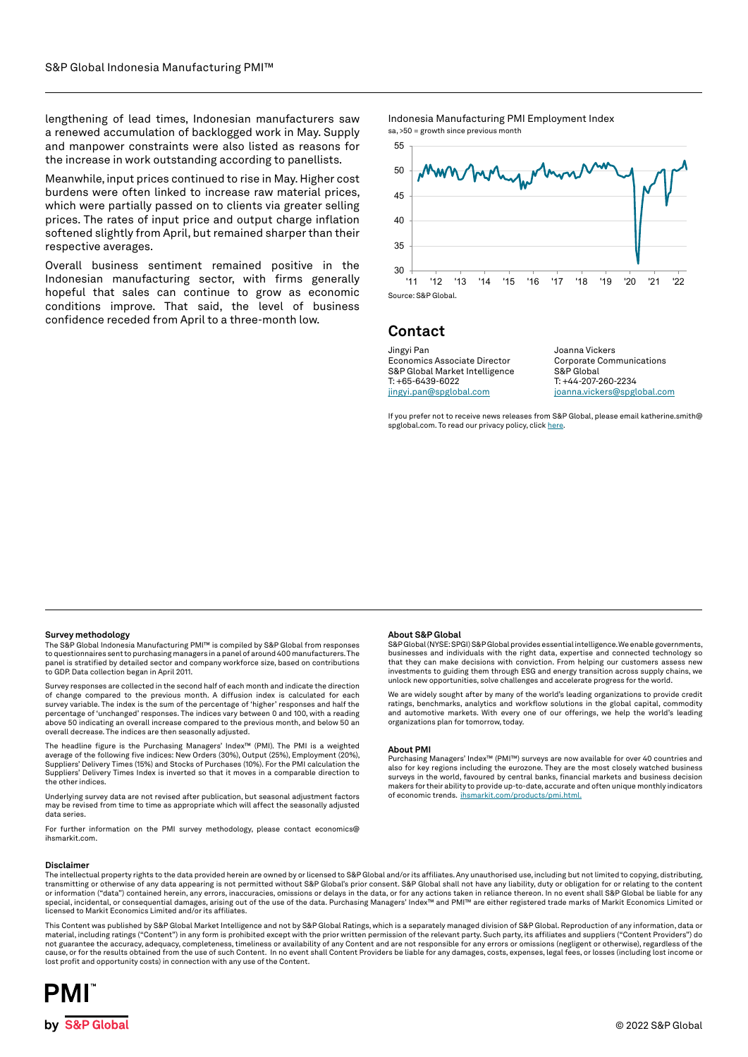lengthening of lead times, Indonesian manufacturers saw a renewed accumulation of backlogged work in May. Supply and manpower constraints were also listed as reasons for the increase in work outstanding according to panellists.

Meanwhile, input prices continued to rise in May. Higher cost burdens were often linked to increase raw material prices, which were partially passed on to clients via greater selling prices. The rates of input price and output charge inflation softened slightly from April, but remained sharper than their respective averages.

Overall business sentiment remained positive in the Indonesian manufacturing sector, with firms generally hopeful that sales can continue to grow as economic conditions improve. That said, the level of business confidence receded from April to a three-month low.

Indonesia Manufacturing PMI Employment Index

sa, >50 = growth since previous month

55
50
45
40
35
30

'11 '12 '13 '14 '15 '16 '17 '18 '19 '20 '21 '22

Source: S&P Global.

## Contact

Jingyi Pan
Economics Associate Director
S&P Global Market Intelligence
T: +65-6439-6022
jingyi.pan@spglobal.com

Joanna Vickers
Corporate Communications
S&P Global
T: +44-207-260-2234
joanna.vickers@spglobal.com

If you prefer not to receive news releases from S&P Global, please email katherine.smith@spglobal.com. To read our privacy policy, click here.

### Survey methodology

The S&P Global Indonesia Manufacturing PMI™ is compiled by S&P Global from responses to questionnaires sent to purchasing managers in a panel of around 400 manufacturers. The panel is stratified by detailed sector and company workforce size, based on contributions to GDP. Data collection began in April 2011.

Survey responses are collected in the second half of each month and indicate the direction of change compared to the previous month. A diffusion index is calculated for each survey variable. The index is the sum of the percentage of 'higher' responses and half the percentage of 'unchanged' responses. The indices vary between 0 and 100, with a reading above 50 indicating an overall increase compared to the previous month, and below 50 an overall decrease. The indices are then seasonally adjusted.

The headline figure is the Purchasing Managers' Index™ (PMI). The PMI is a weighted average of the following five indices: New Orders (30%), Output (25%), Employment (20%), Suppliers' Delivery Times (15%) and Stocks of Purchases (10%). For the PMI calculation the Suppliers' Delivery Times Index is inverted so that it moves in a comparable direction to the other indices.

Underlying survey data are not revised after publication, but seasonal adjustment factors may be revised from time to time as appropriate which will affect the seasonally adjusted data series.

For further information on the PMI survey methodology, please contact economics@ihsmarkit.com.

### About S&P Global

S&P Global (NYSE: SPGI) S&P Global provides essential intelligence. We enable governments, businesses and individuals with the right data, expertise and connected technology so that they can make decisions with conviction. From helping our customers assess new investments to guiding them through ESG and energy transition across supply chains, we unlock new opportunities, solve challenges and accelerate progress for the world.

We are widely sought after by many of the world's leading organizations to provide credit ratings, benchmarks, analytics and workflow solutions in the global capital, commodity and automotive markets. With every one of our offerings, we help the world's leading organizations plan for tomorrow, today.

### About PMI

Purchasing Managers' Index™ (PMI™) surveys are now available for over 40 countries and also for key regions including the eurozone. They are the most closely watched business surveys in the world, favoured by central banks, financial markets and business decision makers for their ability to provide up-to-date, accurate and often unique monthly indicators of economic trends. ihsmarkit.com/products/pmi.html.

### Disclaimer

The intellectual property rights to the data provided herein are owned by or licensed to S&P Global and/or its affiliates. Any unauthorised use, including but not limited to copying, distributing, transmitting or otherwise of any data appearing is not permitted without S&P Global's prior consent. S&P Global shall not have any liability, duty or obligation for or relating to the content or information ("data") contained herein, any errors, inaccuracies, omissions or delays in the data, or for any actions taken in reliance thereon. In no event shall S&P Global be liable for any special, incidental, or consequential damages, arising out of the use of the data. Purchasing Managers' Index™ and PMI™ are either registered trade marks of Markit Economics Limited or licensed to Markit Economics Limited and/or its affiliates.

This Content was published by S&P Global Market Intelligence and not by S&P Global Ratings, which is a separately managed division of S&P Global. Reproduction of any information, data or material, including ratings ("Content") in any form is prohibited except with the prior written permission of the relevant party. Such party, its affiliates and suppliers ("Content Providers") do not guarantee the accuracy, adequacy, completeness, timeliness or availability of any Content and are not responsible for any errors or omissions (negligent or otherwise), regardless of the cause, or for the results obtained from the use of such Content. In no event shall Content Providers be liable for any damages, costs, expenses, legal fees, or losses (including lost income or lost profit and opportunity costs) in connection with any use of the Content.

PMI™ by S&P Global

© 2022 S&P Global